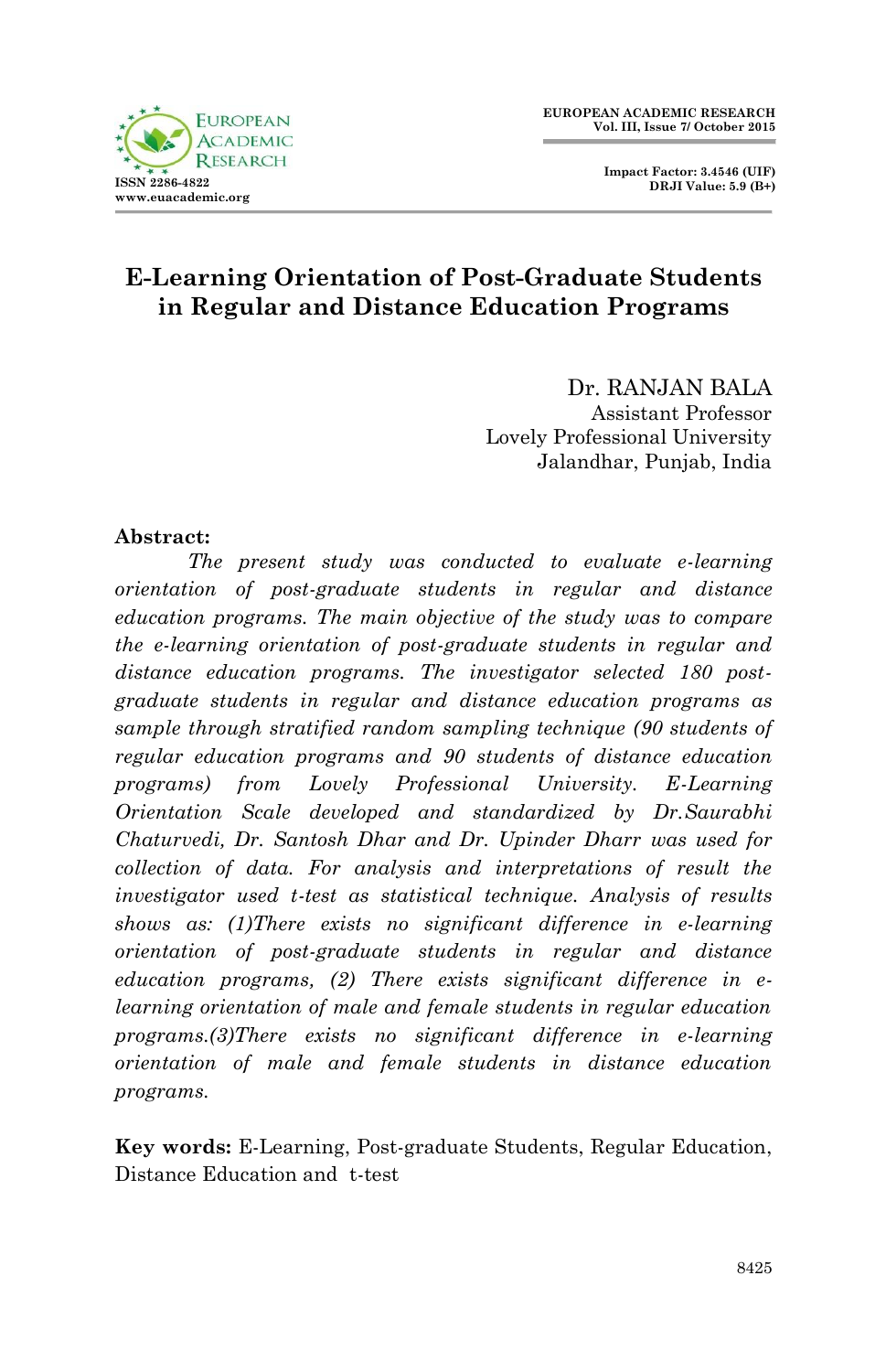# E-Learning Orientation of Post-Graduate Students in Regular and Distance Education Programs

Dr. RANJAN BALA
Assistant Professor
Lovely Professional University
Jalandhar, Punjab, India

**Abstract:**

*The present study was conducted to evaluate e-learning orientation of post-graduate students in regular and distance education programs. The main objective of the study was to compare the e-learning orientation of post-graduate students in regular and distance education programs. The investigator selected 180 post-graduate students in regular and distance education programs as sample through stratified random sampling technique (90 students of regular education programs and 90 students of distance education programs) from Lovely Professional University. E-Learning Orientation Scale developed and standardized by Dr.Saurabhi Chaturvedi, Dr. Santosh Dhar and Dr. Upinder Dharr was used for collection of data. For analysis and interpretations of result the investigator used t-test as statistical technique. Analysis of results shows as: (1)There exists no significant difference in e-learning orientation of post-graduate students in regular and distance education programs, (2) There exists significant difference in e-learning orientation of male and female students in regular education programs.(3)There exists no significant difference in e-learning orientation of male and female students in distance education programs.*

**Key words:** E-Learning, Post-graduate Students, Regular Education, Distance Education and t-test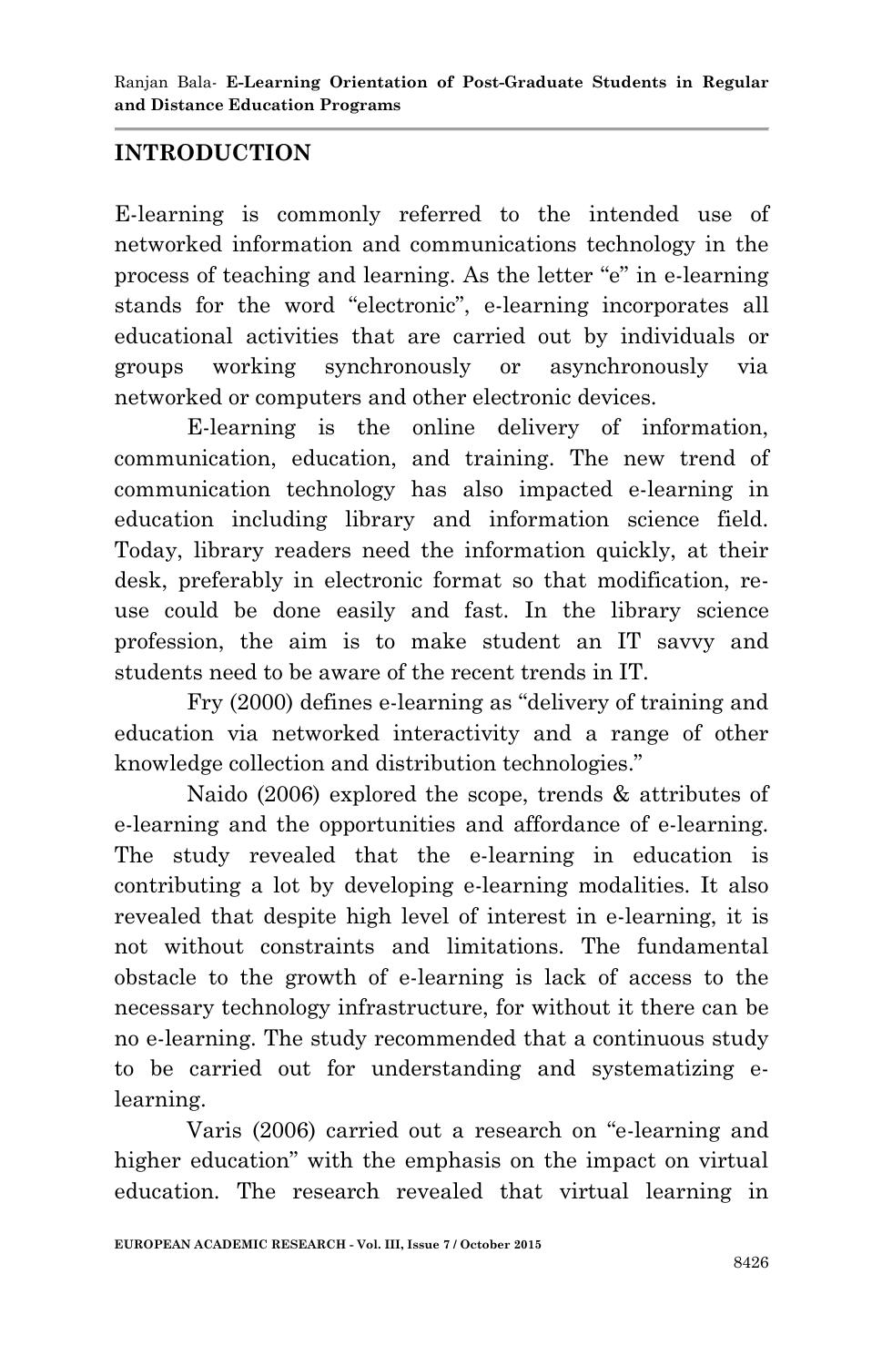## INTRODUCTION

E-learning is commonly referred to the intended use of networked information and communications technology in the process of teaching and learning. As the letter "e" in e-learning stands for the word "electronic", e-learning incorporates all educational activities that are carried out by individuals or groups working synchronously or asynchronously via networked or computers and other electronic devices.

E-learning is the online delivery of information, communication, education, and training. The new trend of communication technology has also impacted e-learning in education including library and information science field. Today, library readers need the information quickly, at their desk, preferably in electronic format so that modification, re-use could be done easily and fast. In the library science profession, the aim is to make student an IT savvy and students need to be aware of the recent trends in IT.

Fry (2000) defines e-learning as "delivery of training and education via networked interactivity and a range of other knowledge collection and distribution technologies."

Naido (2006) explored the scope, trends & attributes of e-learning and the opportunities and affordance of e-learning. The study revealed that the e-learning in education is contributing a lot by developing e-learning modalities. It also revealed that despite high level of interest in e-learning, it is not without constraints and limitations. The fundamental obstacle to the growth of e-learning is lack of access to the necessary technology infrastructure, for without it there can be no e-learning. The study recommended that a continuous study to be carried out for understanding and systematizing e-learning.

Varis (2006) carried out a research on "e-learning and higher education" with the emphasis on the impact on virtual education. The research revealed that virtual learning in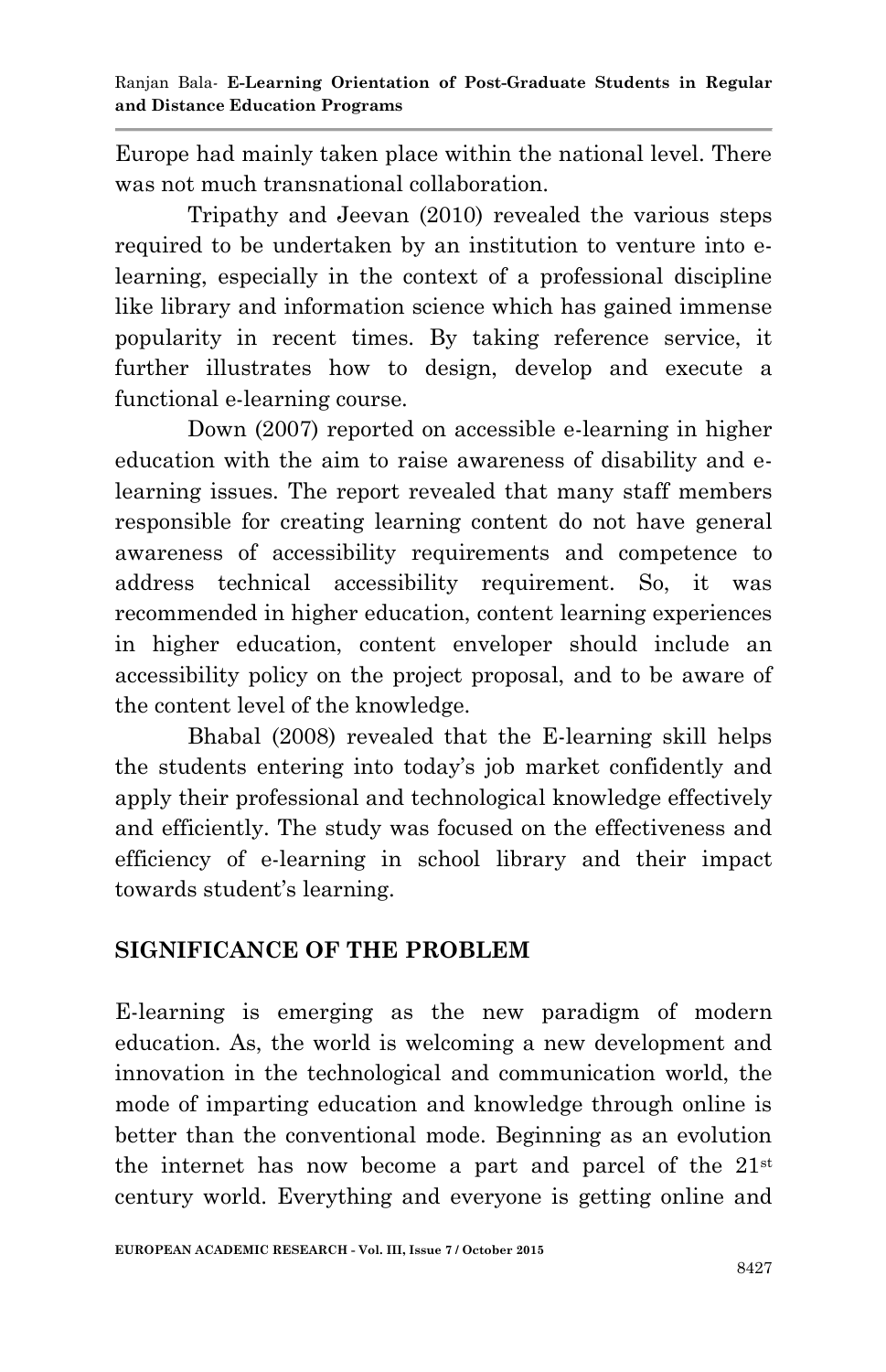Europe had mainly taken place within the national level. There was not much transnational collaboration.

Tripathy and Jeevan (2010) revealed the various steps required to be undertaken by an institution to venture into e-learning, especially in the context of a professional discipline like library and information science which has gained immense popularity in recent times. By taking reference service, it further illustrates how to design, develop and execute a functional e-learning course.

Down (2007) reported on accessible e-learning in higher education with the aim to raise awareness of disability and e-learning issues. The report revealed that many staff members responsible for creating learning content do not have general awareness of accessibility requirements and competence to address technical accessibility requirement. So, it was recommended in higher education, content learning experiences in higher education, content enveloper should include an accessibility policy on the project proposal, and to be aware of the content level of the knowledge.

Bhabal (2008) revealed that the E-learning skill helps the students entering into today's job market confidently and apply their professional and technological knowledge effectively and efficiently. The study was focused on the effectiveness and efficiency of e-learning in school library and their impact towards student's learning.

## SIGNIFICANCE OF THE PROBLEM

E-learning is emerging as the new paradigm of modern education. As, the world is welcoming a new development and innovation in the technological and communication world, the mode of imparting education and knowledge through online is better than the conventional mode. Beginning as an evolution the internet has now become a part and parcel of the 21st century world. Everything and everyone is getting online and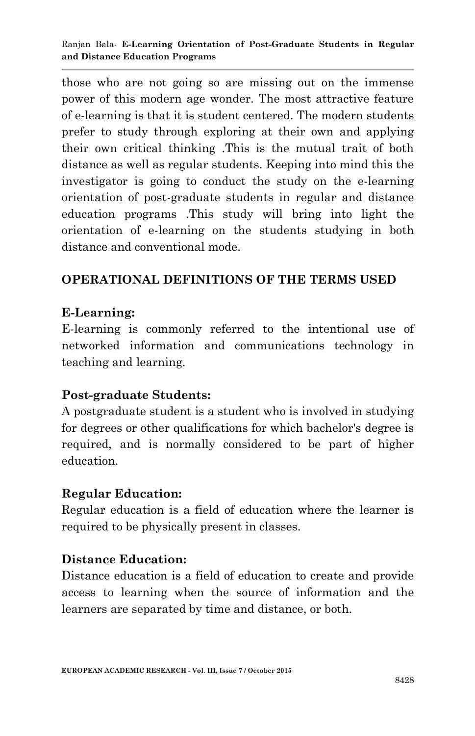those who are not going so are missing out on the immense power of this modern age wonder. The most attractive feature of e-learning is that it is student centered. The modern students prefer to study through exploring at their own and applying their own critical thinking .This is the mutual trait of both distance as well as regular students. Keeping into mind this the investigator is going to conduct the study on the e-learning orientation of post-graduate students in regular and distance education programs .This study will bring into light the orientation of e-learning on the students studying in both distance and conventional mode.

## OPERATIONAL DEFINITIONS OF THE TERMS USED

### E-Learning:

E-learning is commonly referred to the intentional use of networked information and communications technology in teaching and learning.

### Post-graduate Students:

A postgraduate student is a student who is involved in studying for degrees or other qualifications for which bachelor's degree is required, and is normally considered to be part of higher education.

### Regular Education:

Regular education is a field of education where the learner is required to be physically present in classes.

### Distance Education:

Distance education is a field of education to create and provide access to learning when the source of information and the learners are separated by time and distance, or both.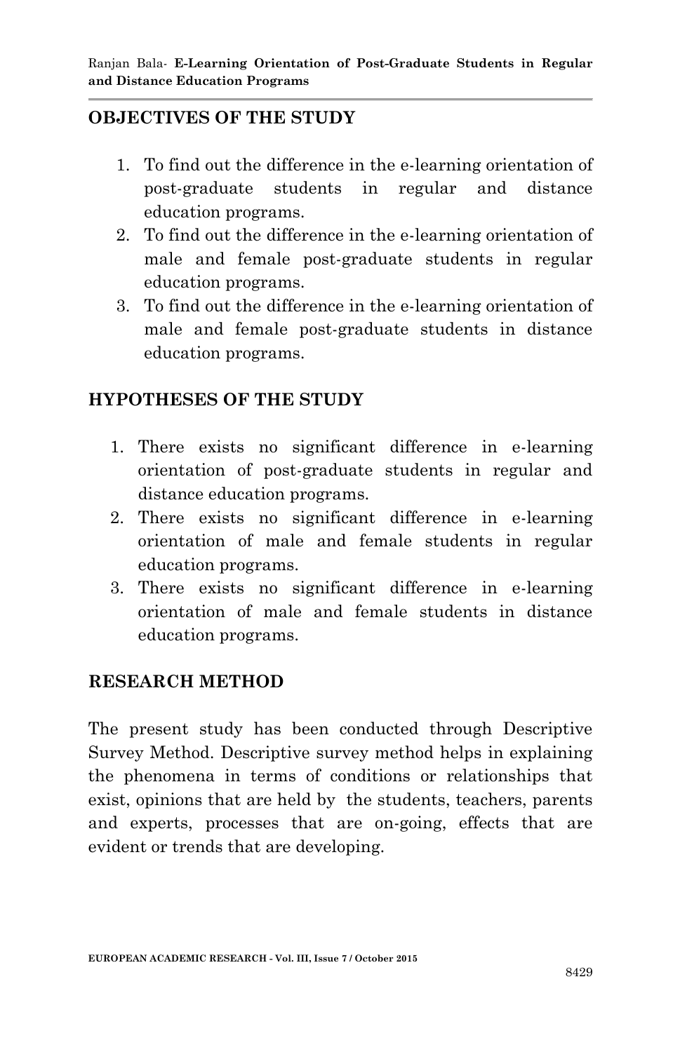## OBJECTIVES OF THE STUDY

1. To find out the difference in the e-learning orientation of post-graduate students in regular and distance education programs.
2. To find out the difference in the e-learning orientation of male and female post-graduate students in regular education programs.
3. To find out the difference in the e-learning orientation of male and female post-graduate students in distance education programs.

## HYPOTHESES OF THE STUDY

1. There exists no significant difference in e-learning orientation of post-graduate students in regular and distance education programs.
2. There exists no significant difference in e-learning orientation of male and female students in regular education programs.
3. There exists no significant difference in e-learning orientation of male and female students in distance education programs.

## RESEARCH METHOD

The present study has been conducted through Descriptive Survey Method. Descriptive survey method helps in explaining the phenomena in terms of conditions or relationships that exist, opinions that are held by the students, teachers, parents and experts, processes that are on-going, effects that are evident or trends that are developing.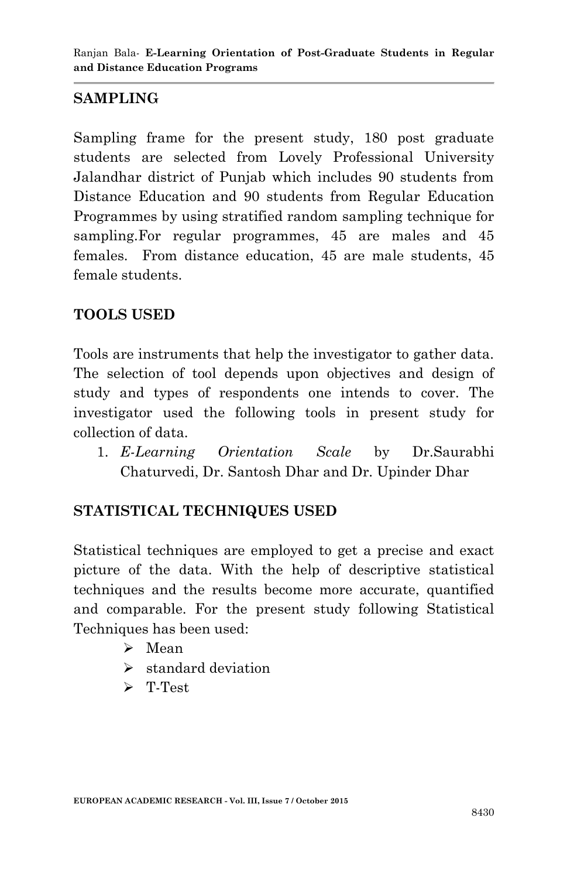## SAMPLING

Sampling frame for the present study, 180 post graduate students are selected from Lovely Professional University Jalandhar district of Punjab which includes 90 students from Distance Education and 90 students from Regular Education Programmes by using stratified random sampling technique for sampling.For regular programmes, 45 are males and 45 females. From distance education, 45 are male students, 45 female students.

## TOOLS USED

Tools are instruments that help the investigator to gather data. The selection of tool depends upon objectives and design of study and types of respondents one intends to cover. The investigator used the following tools in present study for collection of data.

1. *E-Learning Orientation Scale* by Dr.Saurabhi Chaturvedi, Dr. Santosh Dhar and Dr. Upinder Dhar

## STATISTICAL TECHNIQUES USED

Statistical techniques are employed to get a precise and exact picture of the data. With the help of descriptive statistical techniques and the results become more accurate, quantified and comparable. For the present study following Statistical Techniques has been used:

- Mean
- standard deviation
- T-Test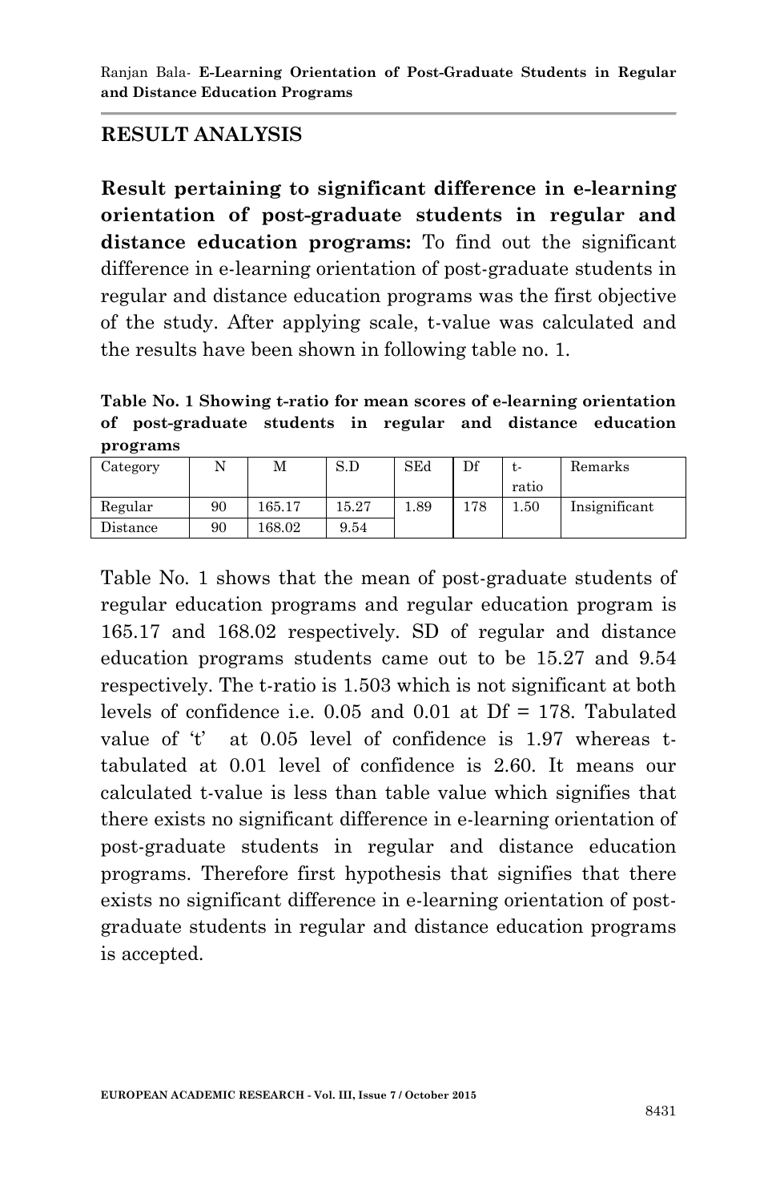## RESULT ANALYSIS

**Result pertaining to significant difference in e-learning orientation of post-graduate students in regular and distance education programs:** To find out the significant difference in e-learning orientation of post-graduate students in regular and distance education programs was the first objective of the study. After applying scale, t-value was calculated and the results have been shown in following table no. 1.

**Table No. 1 Showing t-ratio for mean scores of e-learning orientation of post-graduate students in regular and distance education programs**

| Category | N | M | S.D | SEd | Df | t-ratio | Remarks |
|---|---|---|---|---|---|---|---|
| Regular | 90 | 165.17 | 15.27 | 1.89 | 178 | 1.50 | Insignificant |
| Distance | 90 | 168.02 | 9.54 | | | | |

Table No. 1 shows that the mean of post-graduate students of regular education programs and regular education program is 165.17 and 168.02 respectively. SD of regular and distance education programs students came out to be 15.27 and 9.54 respectively. The t-ratio is 1.503 which is not significant at both levels of confidence i.e. 0.05 and 0.01 at Df = 178. Tabulated value of 't' at 0.05 level of confidence is 1.97 whereas t-tabulated at 0.01 level of confidence is 2.60. It means our calculated t-value is less than table value which signifies that there exists no significant difference in e-learning orientation of post-graduate students in regular and distance education programs. Therefore first hypothesis that signifies that there exists no significant difference in e-learning orientation of post-graduate students in regular and distance education programs is accepted.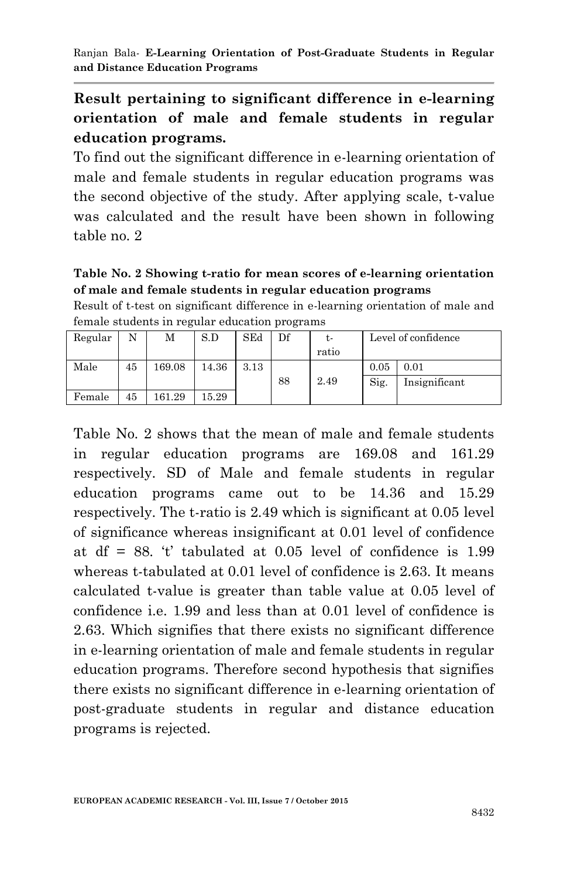### Result pertaining to significant difference in e-learning orientation of male and female students in regular education programs.

To find out the significant difference in e-learning orientation of male and female students in regular education programs was the second objective of the study. After applying scale, t-value was calculated and the result have been shown in following table no. 2

**Table No. 2 Showing t-ratio for mean scores of e-learning orientation of male and female students in regular education programs**

Result of t-test on significant difference in e-learning orientation of male and female students in regular education programs

| Regular | N | M | S.D | SEd | Df | t-ratio | Level of confidence | |
|---|---|---|---|---|---|---|---|---|
| | | | | | | | 0.05 | 0.01 |
| Male | 45 | 169.08 | 14.36 | 3.13 | 88 | 2.49 | Sig. | Insignificant |
| Female | 45 | 161.29 | 15.29 | | | | | |

Table No. 2 shows that the mean of male and female students in regular education programs are 169.08 and 161.29 respectively. SD of Male and female students in regular education programs came out to be 14.36 and 15.29 respectively. The t-ratio is 2.49 which is significant at 0.05 level of significance whereas insignificant at 0.01 level of confidence at df = 88. 't' tabulated at 0.05 level of confidence is 1.99 whereas t-tabulated at 0.01 level of confidence is 2.63. It means calculated t-value is greater than table value at 0.05 level of confidence i.e. 1.99 and less than at 0.01 level of confidence is 2.63. Which signifies that there exists no significant difference in e-learning orientation of male and female students in regular education programs. Therefore second hypothesis that signifies there exists no significant difference in e-learning orientation of post-graduate students in regular and distance education programs is rejected.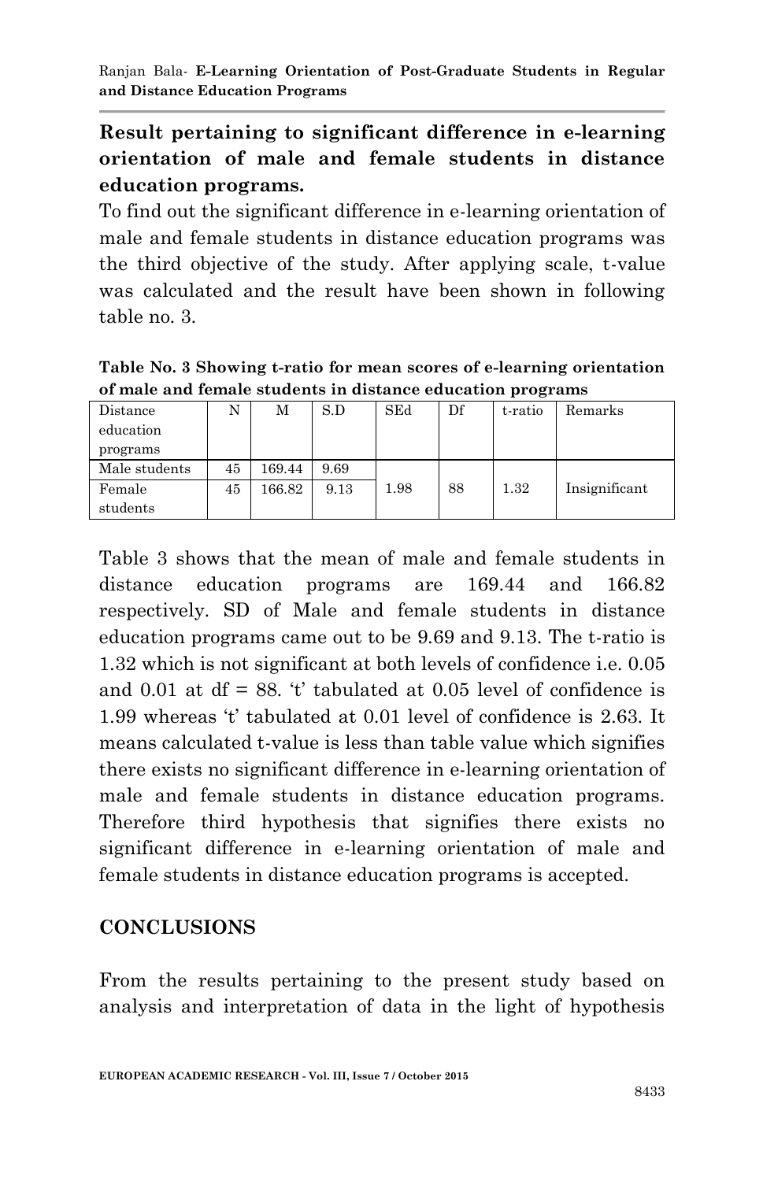### Result pertaining to significant difference in e-learning orientation of male and female students in distance education programs.

To find out the significant difference in e-learning orientation of male and female students in distance education programs was the third objective of the study. After applying scale, t-value was calculated and the result have been shown in following table no. 3.

**Table No. 3 Showing t-ratio for mean scores of e-learning orientation of male and female students in distance education programs**

| Distance education programs | N | M | S.D | SEd | Df | t-ratio | Remarks |
|---|---|---|---|---|---|---|---|
| Male students | 45 | 169.44 | 9.69 | 1.98 | 88 | 1.32 | Insignificant |
| Female students | 45 | 166.82 | 9.13 | | | | |

Table 3 shows that the mean of male and female students in distance education programs are 169.44 and 166.82 respectively. SD of Male and female students in distance education programs came out to be 9.69 and 9.13. The t-ratio is 1.32 which is not significant at both levels of confidence i.e. 0.05 and 0.01 at df = 88. 't' tabulated at 0.05 level of confidence is 1.99 whereas 't' tabulated at 0.01 level of confidence is 2.63. It means calculated t-value is less than table value which signifies there exists no significant difference in e-learning orientation of male and female students in distance education programs. Therefore third hypothesis that signifies there exists no significant difference in e-learning orientation of male and female students in distance education programs is accepted.

## CONCLUSIONS

From the results pertaining to the present study based on analysis and interpretation of data in the light of hypothesis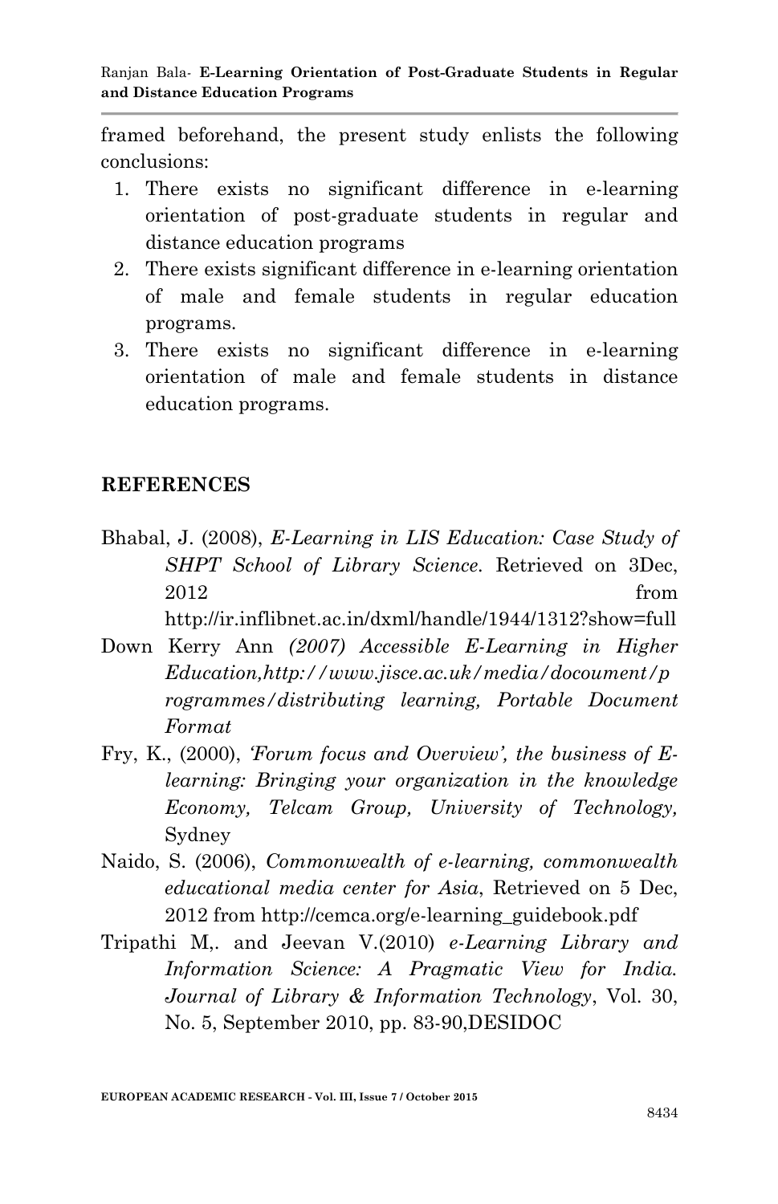framed beforehand, the present study enlists the following conclusions:

1. There exists no significant difference in e-learning orientation of post-graduate students in regular and distance education programs
2. There exists significant difference in e-learning orientation of male and female students in regular education programs.
3. There exists no significant difference in e-learning orientation of male and female students in distance education programs.

## REFERENCES

Bhabal, J. (2008), *E-Learning in LIS Education: Case Study of SHPT School of Library Science.* Retrieved on 3Dec, 2012 from http://ir.inflibnet.ac.in/dxml/handle/1944/1312?show=full

Down Kerry Ann *(2007) Accessible E-Learning in Higher Education,http://www.jisce.ac.uk/media/docoument/programmes/distributing learning, Portable Document Format*

Fry, K., (2000), *'Forum focus and Overview', the business of E-learning: Bringing your organization in the knowledge Economy, Telcam Group, University of Technology,* Sydney

Naido, S. (2006), *Commonwealth of e-learning, commonwealth educational media center for Asia*, Retrieved on 5 Dec, 2012 from http://cemca.org/e-learning_guidebook.pdf

Tripathi M,. and Jeevan V.(2010) *e-Learning Library and Information Science: A Pragmatic View for India. Journal of Library & Information Technology*, Vol. 30, No. 5, September 2010, pp. 83-90,DESIDOC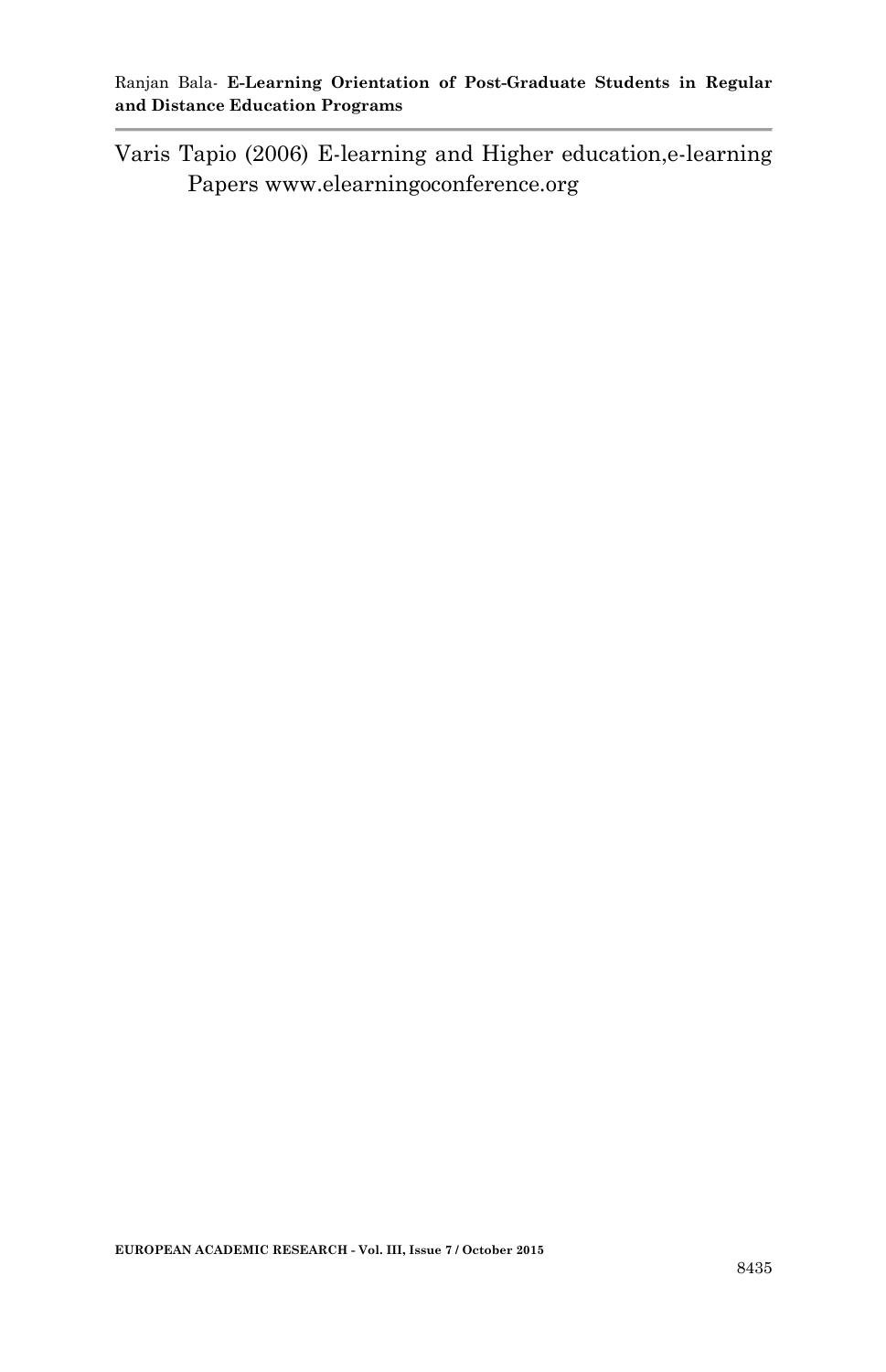Varis Tapio (2006) E-learning and Higher education,e-learning Papers www.elearningoconference.org